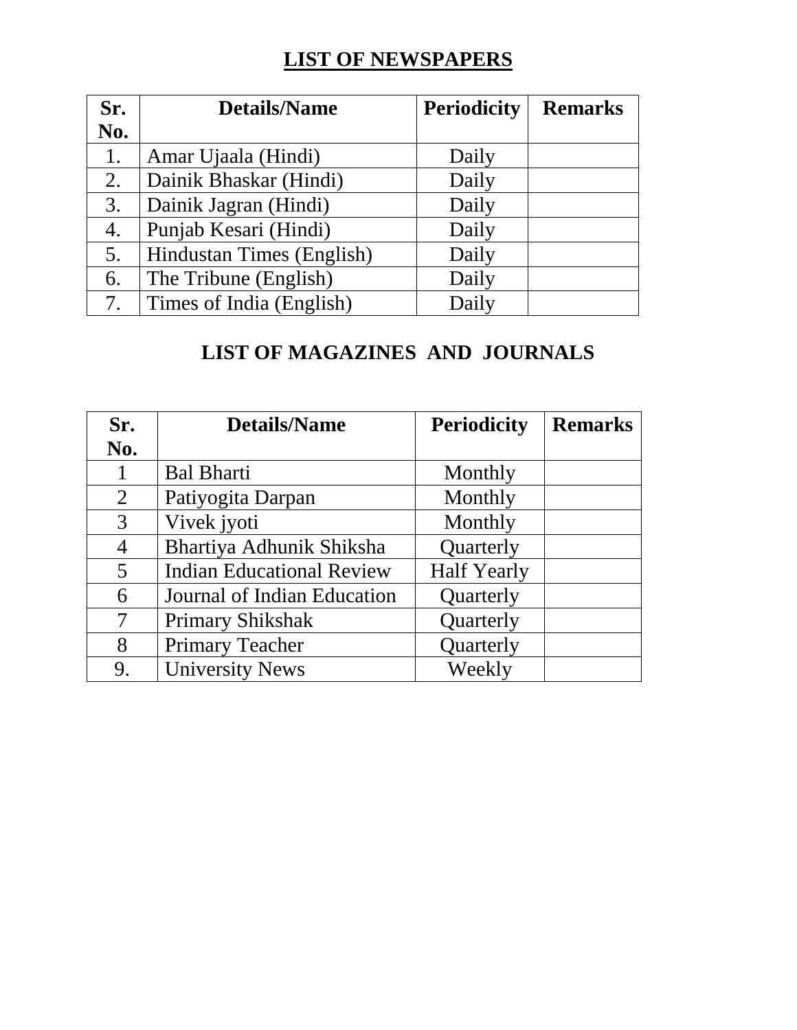# LIST OF NEWSPAPERS

| Sr. No. | Details/Name | Periodicity | Remarks |
|---|---|---|---|
| 1. | Amar Ujaala (Hindi) | Daily | |
| 2. | Dainik Bhaskar (Hindi) | Daily | |
| 3. | Dainik Jagran (Hindi) | Daily | |
| 4. | Punjab Kesari (Hindi) | Daily | |
| 5. | Hindustan Times (English) | Daily | |
| 6. | The Tribune (English) | Daily | |
| 7. | Times of India (English) | Daily | |

# LIST OF MAGAZINES AND JOURNALS

| Sr. No. | Details/Name | Periodicity | Remarks |
|---|---|---|---|
| 1 | Bal Bharti | Monthly | |
| 2 | Patiyogita Darpan | Monthly | |
| 3 | Vivek jyoti | Monthly | |
| 4 | Bhartiya Adhunik Shiksha | Quarterly | |
| 5 | Indian Educational Review | Half Yearly | |
| 6 | Journal of Indian Education | Quarterly | |
| 7 | Primary Shikshak | Quarterly | |
| 8 | Primary Teacher | Quarterly | |
| 9. | University News | Weekly | |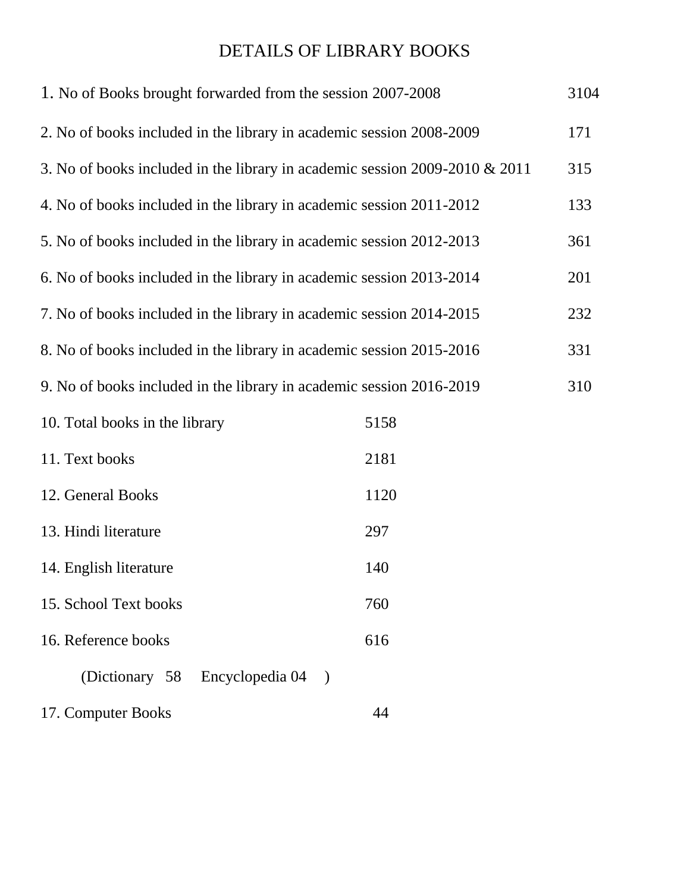# DETAILS OF LIBRARY BOOKS

| | |
|---|---|
| 1. No of Books brought forwarded from the session 2007-2008 | 3104 |
| 2. No of books included in the library in academic session 2008-2009 | 171 |
| 3. No of books included in the library in academic session 2009-2010 & 2011 | 315 |
| 4. No of books included in the library in academic session 2011-2012 | 133 |
| 5. No of books included in the library in academic session 2012-2013 | 361 |
| 6. No of books included in the library in academic session 2013-2014 | 201 |
| 7. No of books included in the library in academic session 2014-2015 | 232 |
| 8. No of books included in the library in academic session 2015-2016 | 331 |
| 9. No of books included in the library in academic session 2016-2019 | 310 |

| | |
|---|---|
| 10. Total books in the library | 5158 |
| 11. Text books | 2181 |
| 12. General Books | 1120 |
| 13. Hindi literature | 297 |
| 14. English literature | 140 |
| 15. School Text books | 760 |
| 16. Reference books | 616 |
| (Dictionary 58 Encyclopedia 04 ) | |
| 17. Computer Books | 44 |